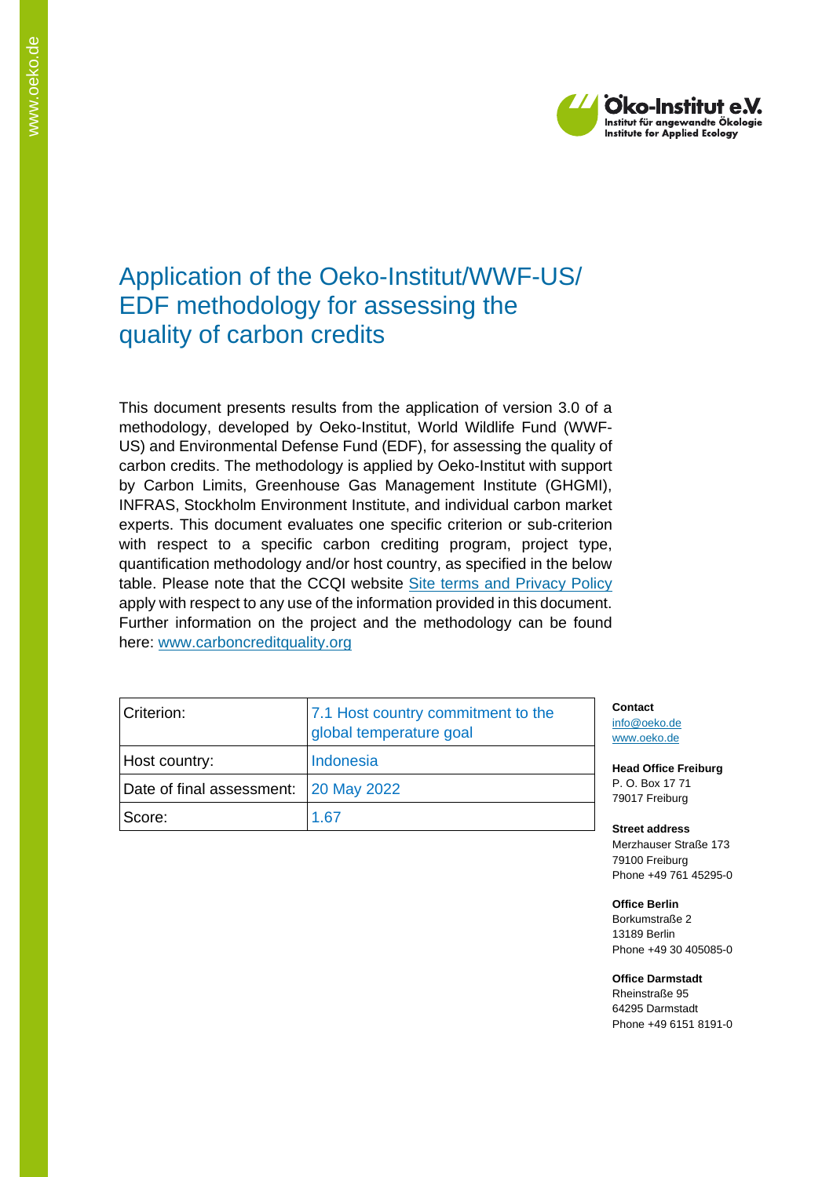# Application of the Oeko-Institut/WWF-US/ EDF methodology for assessing the quality of carbon credits

This document presents results from the application of version 3.0 of a methodology, developed by Oeko-Institut, World Wildlife Fund (WWF-US) and Environmental Defense Fund (EDF), for assessing the quality of carbon credits. The methodology is applied by Oeko-Institut with support by Carbon Limits, Greenhouse Gas Management Institute (GHGMI), INFRAS, Stockholm Environment Institute, and individual carbon market experts. This document evaluates one specific criterion or sub-criterion with respect to a specific carbon crediting program, project type, quantification methodology and/or host country, as specified in the below table. Please note that the CCQI website Site terms and Privacy Policy apply with respect to any use of the information provided in this document. Further information on the project and the methodology can be found here: www.carboncreditquality.org

| | |
|---|---|
| Criterion: | 7.1 Host country commitment to the global temperature goal |
| Host country: | Indonesia |
| Date of final assessment: | 20 May 2022 |
| Score: | 1.67 |

**Contact**
info@oeko.de
www.oeko.de

**Head Office Freiburg**
P. O. Box 17 71
79017 Freiburg

**Street address**
Merzhauser Straße 173
79100 Freiburg
Phone +49 761 45295-0

**Office Berlin**
Borkumstraße 2
13189 Berlin
Phone +49 30 405085-0

**Office Darmstadt**
Rheinstraße 95
64295 Darmstadt
Phone +49 6151 8191-0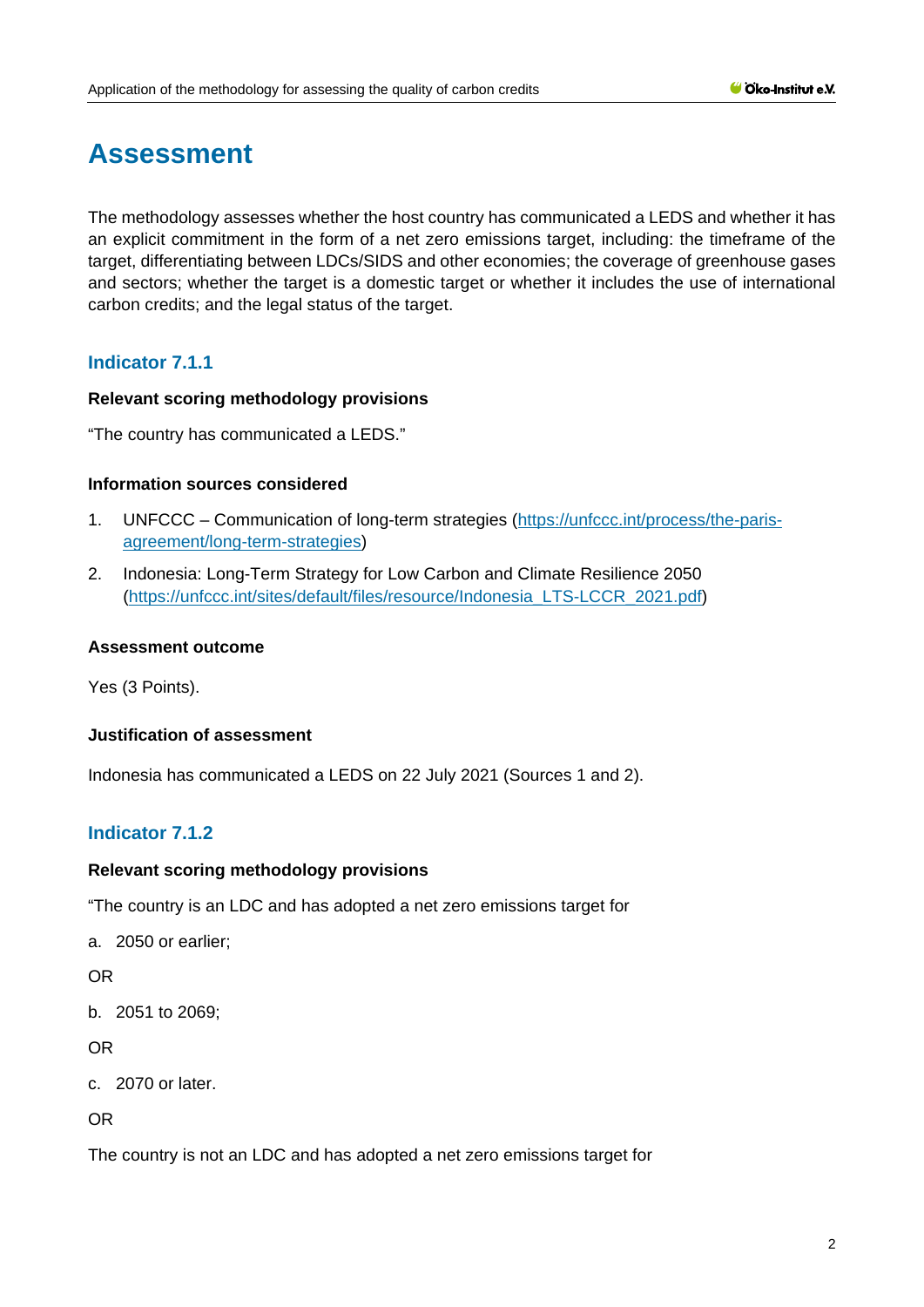# Assessment

The methodology assesses whether the host country has communicated a LEDS and whether it has an explicit commitment in the form of a net zero emissions target, including: the timeframe of the target, differentiating between LDCs/SIDS and other economies; the coverage of greenhouse gases and sectors; whether the target is a domestic target or whether it includes the use of international carbon credits; and the legal status of the target.

## Indicator 7.1.1

### Relevant scoring methodology provisions

"The country has communicated a LEDS."

### Information sources considered

1. UNFCCC – Communication of long-term strategies (https://unfccc.int/process/the-paris-agreement/long-term-strategies)
2. Indonesia: Long-Term Strategy for Low Carbon and Climate Resilience 2050 (https://unfccc.int/sites/default/files/resource/Indonesia_LTS-LCCR_2021.pdf)

### Assessment outcome

Yes (3 Points).

### Justification of assessment

Indonesia has communicated a LEDS on 22 July 2021 (Sources 1 and 2).

## Indicator 7.1.2

### Relevant scoring methodology provisions

"The country is an LDC and has adopted a net zero emissions target for

a. 2050 or earlier;

OR

b. 2051 to 2069;

OR

c. 2070 or later.

OR

The country is not an LDC and has adopted a net zero emissions target for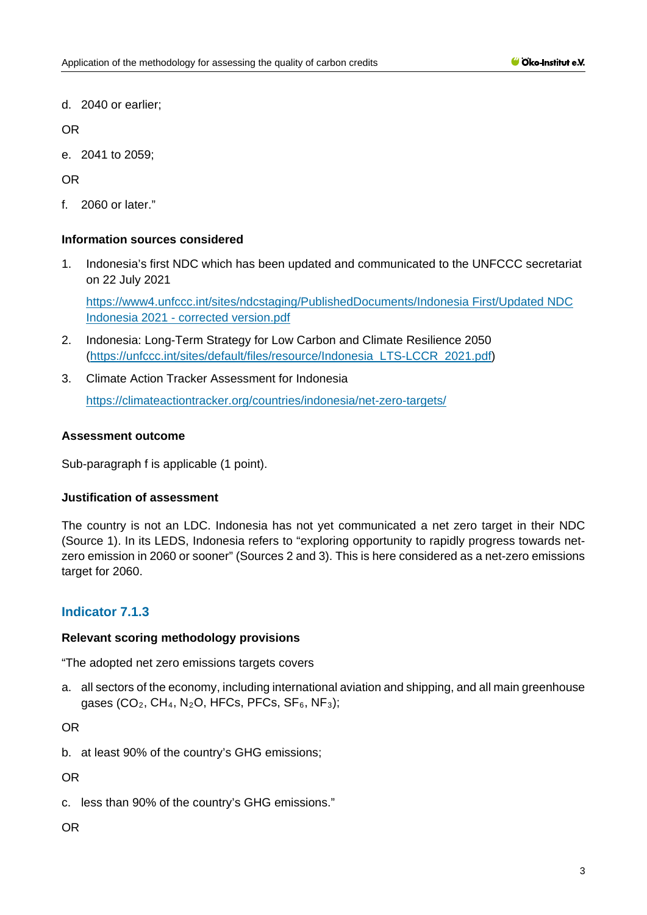d. 2040 or earlier;

OR

e. 2041 to 2059;

OR

f. 2060 or later."

**Information sources considered**

1. Indonesia's first NDC which has been updated and communicated to the UNFCCC secretariat on 22 July 2021

   https://www4.unfccc.int/sites/ndcstaging/PublishedDocuments/Indonesia First/Updated NDC Indonesia 2021 - corrected version.pdf

2. Indonesia: Long-Term Strategy for Low Carbon and Climate Resilience 2050 (https://unfccc.int/sites/default/files/resource/Indonesia_LTS-LCCR_2021.pdf)

3. Climate Action Tracker Assessment for Indonesia

   https://climateactiontracker.org/countries/indonesia/net-zero-targets/

**Assessment outcome**

Sub-paragraph f is applicable (1 point).

**Justification of assessment**

The country is not an LDC. Indonesia has not yet communicated a net zero target in their NDC (Source 1). In its LEDS, Indonesia refers to "exploring opportunity to rapidly progress towards net-zero emission in 2060 or sooner" (Sources 2 and 3). This is here considered as a net-zero emissions target for 2060.

## Indicator 7.1.3

**Relevant scoring methodology provisions**

"The adopted net zero emissions targets covers

a. all sectors of the economy, including international aviation and shipping, and all main greenhouse gases ($CO_2$, $CH_4$, $N_2O$, HFCs, PFCs, $SF_6$, $NF_3$);

OR

b. at least 90% of the country's GHG emissions;

OR

c. less than 90% of the country's GHG emissions."

OR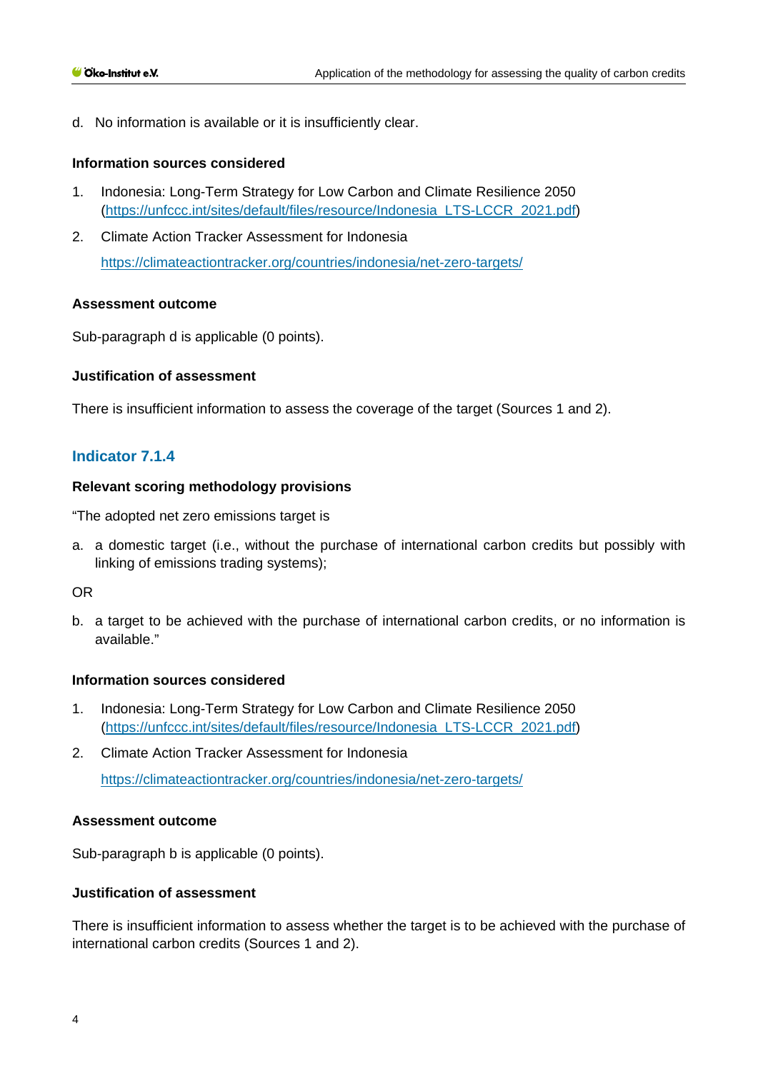d. No information is available or it is insufficiently clear.

**Information sources considered**

1. Indonesia: Long-Term Strategy for Low Carbon and Climate Resilience 2050 (https://unfccc.int/sites/default/files/resource/Indonesia_LTS-LCCR_2021.pdf)
2. Climate Action Tracker Assessment for Indonesia

   https://climateactiontracker.org/countries/indonesia/net-zero-targets/

**Assessment outcome**

Sub-paragraph d is applicable (0 points).

**Justification of assessment**

There is insufficient information to assess the coverage of the target (Sources 1 and 2).

### Indicator 7.1.4

**Relevant scoring methodology provisions**

"The adopted net zero emissions target is

a. a domestic target (i.e., without the purchase of international carbon credits but possibly with linking of emissions trading systems);

OR

b. a target to be achieved with the purchase of international carbon credits, or no information is available."

**Information sources considered**

1. Indonesia: Long-Term Strategy for Low Carbon and Climate Resilience 2050 (https://unfccc.int/sites/default/files/resource/Indonesia_LTS-LCCR_2021.pdf)
2. Climate Action Tracker Assessment for Indonesia

   https://climateactiontracker.org/countries/indonesia/net-zero-targets/

**Assessment outcome**

Sub-paragraph b is applicable (0 points).

**Justification of assessment**

There is insufficient information to assess whether the target is to be achieved with the purchase of international carbon credits (Sources 1 and 2).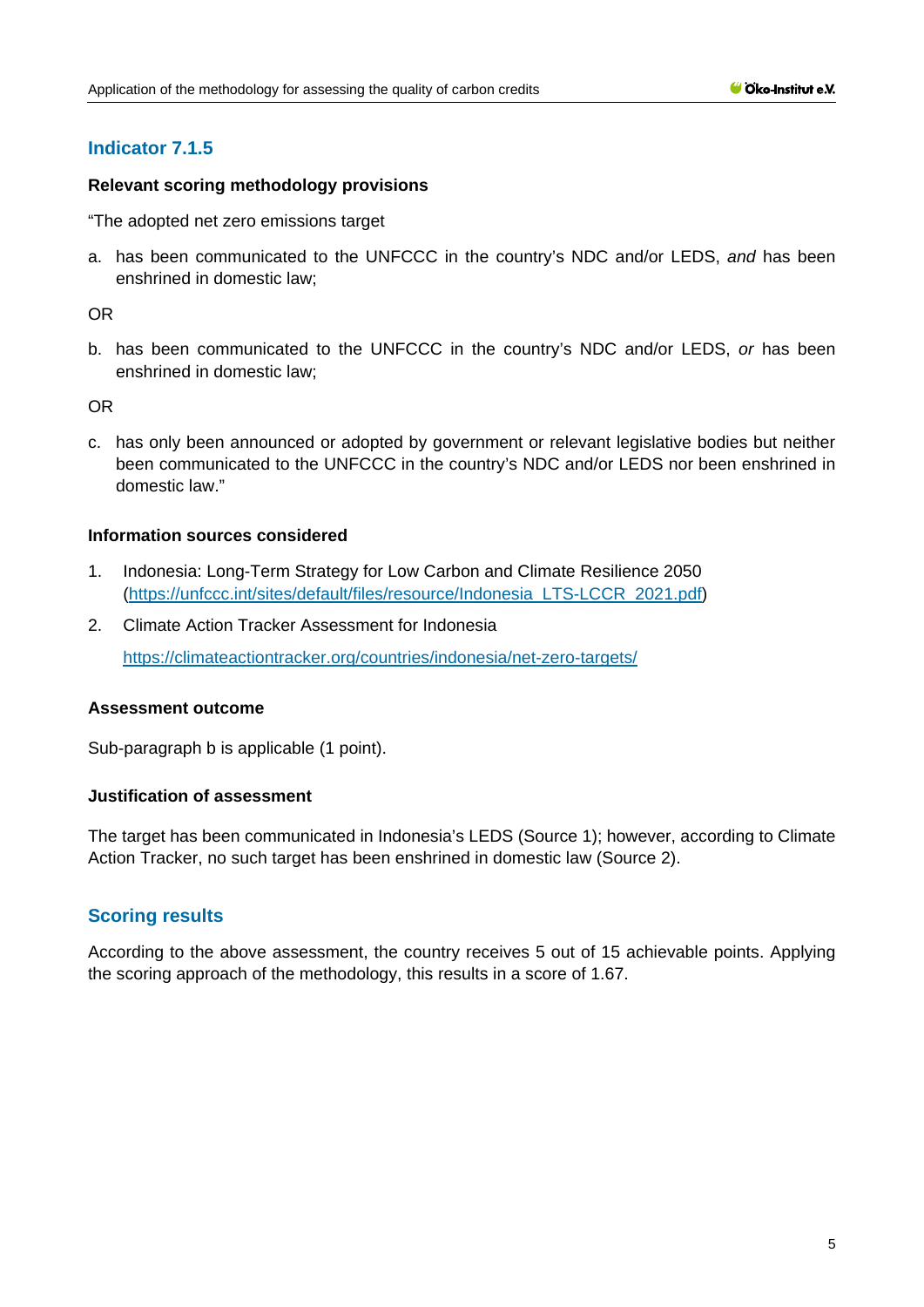## Indicator 7.1.5

**Relevant scoring methodology provisions**

"The adopted net zero emissions target

a. has been communicated to the UNFCCC in the country's NDC and/or LEDS, *and* has been enshrined in domestic law;

OR

b. has been communicated to the UNFCCC in the country's NDC and/or LEDS, *or* has been enshrined in domestic law;

OR

c. has only been announced or adopted by government or relevant legislative bodies but neither been communicated to the UNFCCC in the country's NDC and/or LEDS nor been enshrined in domestic law."

**Information sources considered**

1. Indonesia: Long-Term Strategy for Low Carbon and Climate Resilience 2050 (https://unfccc.int/sites/default/files/resource/Indonesia_LTS-LCCR_2021.pdf)
2. Climate Action Tracker Assessment for Indonesia

   https://climateactiontracker.org/countries/indonesia/net-zero-targets/

**Assessment outcome**

Sub-paragraph b is applicable (1 point).

**Justification of assessment**

The target has been communicated in Indonesia's LEDS (Source 1); however, according to Climate Action Tracker, no such target has been enshrined in domestic law (Source 2).

## Scoring results

According to the above assessment, the country receives 5 out of 15 achievable points. Applying the scoring approach of the methodology, this results in a score of 1.67.